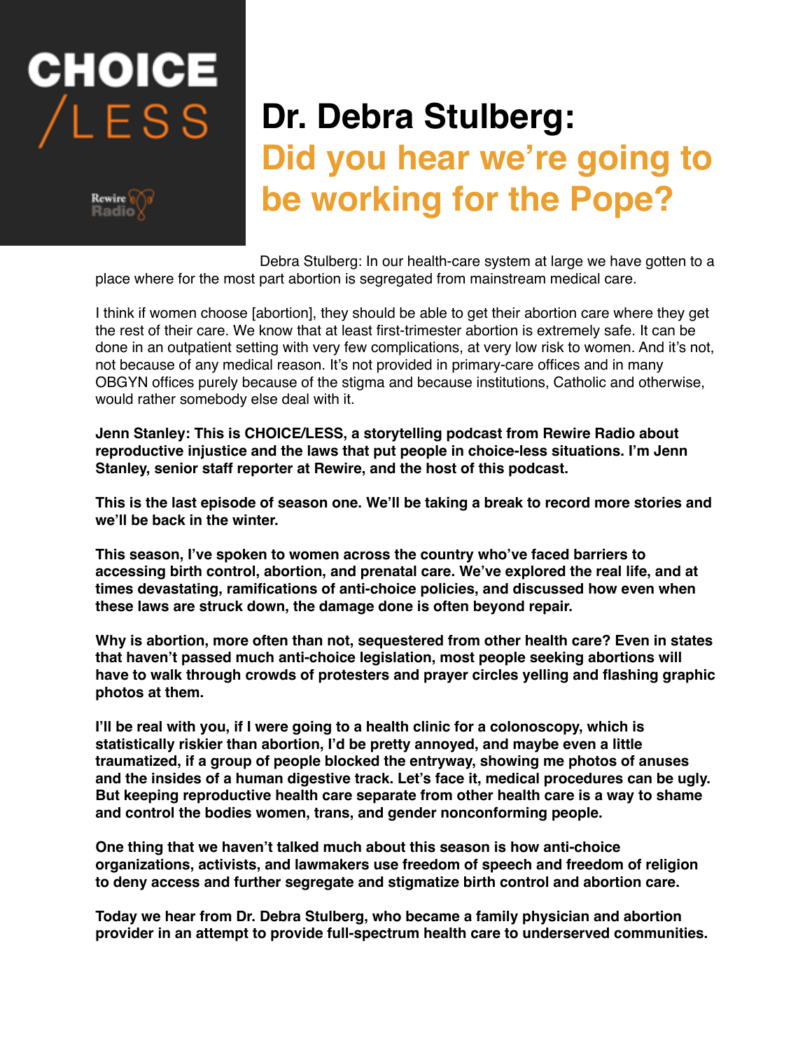CHOICE/LESS

Rewire Radio

# Dr. Debra Stulberg: Did you hear we're going to be working for the Pope?

Debra Stulberg: In our health-care system at large we have gotten to a place where for the most part abortion is segregated from mainstream medical care.

I think if women choose [abortion], they should be able to get their abortion care where they get the rest of their care. We know that at least first-trimester abortion is extremely safe. It can be done in an outpatient setting with very few complications, at very low risk to women. And it's not, not because of any medical reason. It's not provided in primary-care offices and in many OBGYN offices purely because of the stigma and because institutions, Catholic and otherwise, would rather somebody else deal with it.

**Jenn Stanley: This is CHOICE/LESS, a storytelling podcast from Rewire Radio about reproductive injustice and the laws that put people in choice-less situations. I'm Jenn Stanley, senior staff reporter at Rewire, and the host of this podcast.**

**This is the last episode of season one. We'll be taking a break to record more stories and we'll be back in the winter.**

**This season, I've spoken to women across the country who've faced barriers to accessing birth control, abortion, and prenatal care. We've explored the real life, and at times devastating, ramifications of anti-choice policies, and discussed how even when these laws are struck down, the damage done is often beyond repair.**

**Why is abortion, more often than not, sequestered from other health care? Even in states that haven't passed much anti-choice legislation, most people seeking abortions will have to walk through crowds of protesters and prayer circles yelling and flashing graphic photos at them.**

**I'll be real with you, if I were going to a health clinic for a colonoscopy, which is statistically riskier than abortion, I'd be pretty annoyed, and maybe even a little traumatized, if a group of people blocked the entryway, showing me photos of anuses and the insides of a human digestive track. Let's face it, medical procedures can be ugly. But keeping reproductive health care separate from other health care is a way to shame and control the bodies women, trans, and gender nonconforming people.**

**One thing that we haven't talked much about this season is how anti-choice organizations, activists, and lawmakers use freedom of speech and freedom of religion to deny access and further segregate and stigmatize birth control and abortion care.**

**Today we hear from Dr. Debra Stulberg, who became a family physician and abortion provider in an attempt to provide full-spectrum health care to underserved communities.**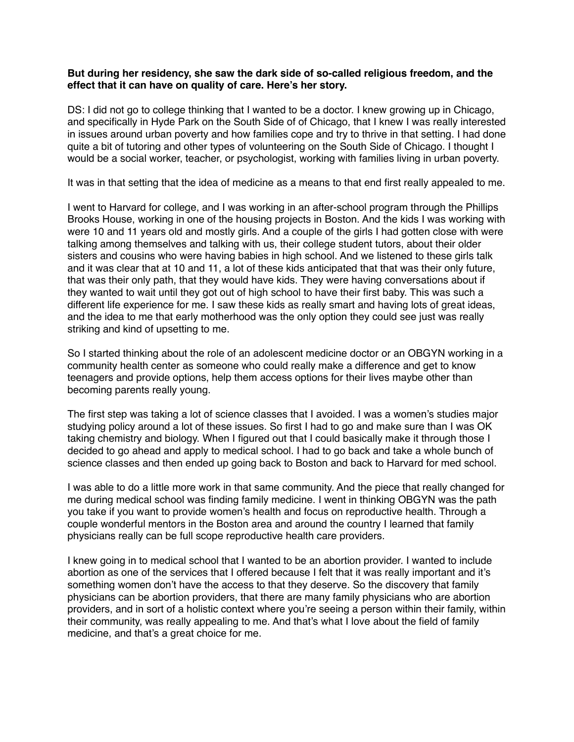**But during her residency, she saw the dark side of so-called religious freedom, and the effect that it can have on quality of care. Here's her story.**

DS: I did not go to college thinking that I wanted to be a doctor. I knew growing up in Chicago, and specifically in Hyde Park on the South Side of of Chicago, that I knew I was really interested in issues around urban poverty and how families cope and try to thrive in that setting. I had done quite a bit of tutoring and other types of volunteering on the South Side of Chicago. I thought I would be a social worker, teacher, or psychologist, working with families living in urban poverty.

It was in that setting that the idea of medicine as a means to that end first really appealed to me.

I went to Harvard for college, and I was working in an after-school program through the Phillips Brooks House, working in one of the housing projects in Boston. And the kids I was working with were 10 and 11 years old and mostly girls. And a couple of the girls I had gotten close with were talking among themselves and talking with us, their college student tutors, about their older sisters and cousins who were having babies in high school. And we listened to these girls talk and it was clear that at 10 and 11, a lot of these kids anticipated that that was their only future, that was their only path, that they would have kids. They were having conversations about if they wanted to wait until they got out of high school to have their first baby. This was such a different life experience for me. I saw these kids as really smart and having lots of great ideas, and the idea to me that early motherhood was the only option they could see just was really striking and kind of upsetting to me.

So I started thinking about the role of an adolescent medicine doctor or an OBGYN working in a community health center as someone who could really make a difference and get to know teenagers and provide options, help them access options for their lives maybe other than becoming parents really young.

The first step was taking a lot of science classes that I avoided. I was a women's studies major studying policy around a lot of these issues. So first I had to go and make sure than I was OK taking chemistry and biology. When I figured out that I could basically make it through those I decided to go ahead and apply to medical school. I had to go back and take a whole bunch of science classes and then ended up going back to Boston and back to Harvard for med school.

I was able to do a little more work in that same community. And the piece that really changed for me during medical school was finding family medicine. I went in thinking OBGYN was the path you take if you want to provide women's health and focus on reproductive health. Through a couple wonderful mentors in the Boston area and around the country I learned that family physicians really can be full scope reproductive health care providers.

I knew going in to medical school that I wanted to be an abortion provider. I wanted to include abortion as one of the services that I offered because I felt that it was really important and it's something women don't have the access to that they deserve. So the discovery that family physicians can be abortion providers, that there are many family physicians who are abortion providers, and in sort of a holistic context where you're seeing a person within their family, within their community, was really appealing to me. And that's what I love about the field of family medicine, and that's a great choice for me.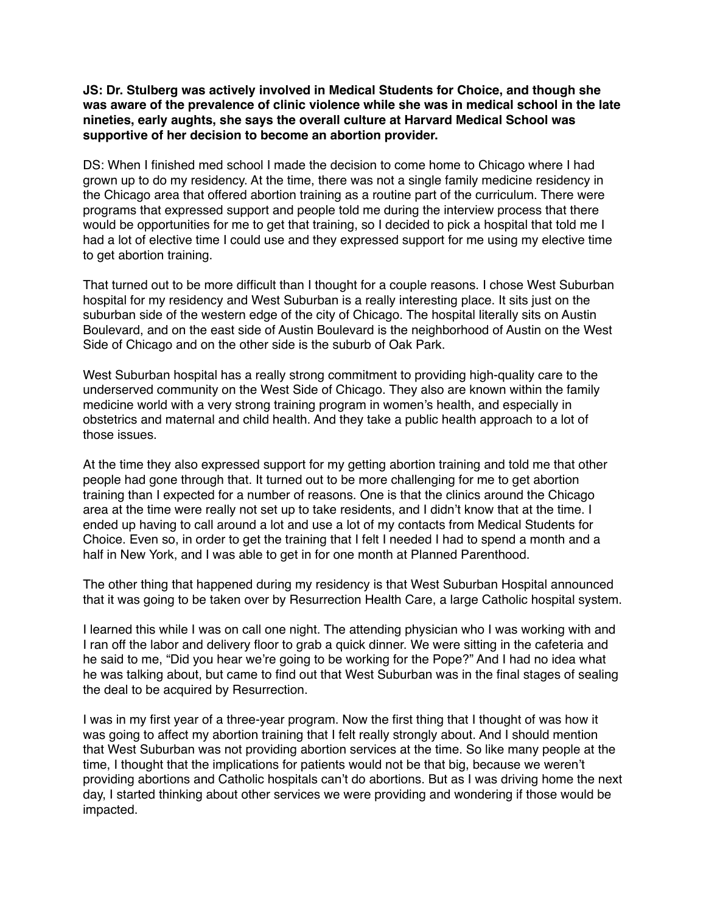**JS: Dr. Stulberg was actively involved in Medical Students for Choice, and though she was aware of the prevalence of clinic violence while she was in medical school in the late nineties, early aughts, she says the overall culture at Harvard Medical School was supportive of her decision to become an abortion provider.**

DS: When I finished med school I made the decision to come home to Chicago where I had grown up to do my residency. At the time, there was not a single family medicine residency in the Chicago area that offered abortion training as a routine part of the curriculum. There were programs that expressed support and people told me during the interview process that there would be opportunities for me to get that training, so I decided to pick a hospital that told me I had a lot of elective time I could use and they expressed support for me using my elective time to get abortion training.

That turned out to be more difficult than I thought for a couple reasons. I chose West Suburban hospital for my residency and West Suburban is a really interesting place. It sits just on the suburban side of the western edge of the city of Chicago. The hospital literally sits on Austin Boulevard, and on the east side of Austin Boulevard is the neighborhood of Austin on the West Side of Chicago and on the other side is the suburb of Oak Park.

West Suburban hospital has a really strong commitment to providing high-quality care to the underserved community on the West Side of Chicago. They also are known within the family medicine world with a very strong training program in women's health, and especially in obstetrics and maternal and child health. And they take a public health approach to a lot of those issues.

At the time they also expressed support for my getting abortion training and told me that other people had gone through that. It turned out to be more challenging for me to get abortion training than I expected for a number of reasons. One is that the clinics around the Chicago area at the time were really not set up to take residents, and I didn't know that at the time. I ended up having to call around a lot and use a lot of my contacts from Medical Students for Choice. Even so, in order to get the training that I felt I needed I had to spend a month and a half in New York, and I was able to get in for one month at Planned Parenthood.

The other thing that happened during my residency is that West Suburban Hospital announced that it was going to be taken over by Resurrection Health Care, a large Catholic hospital system.

I learned this while I was on call one night. The attending physician who I was working with and I ran off the labor and delivery floor to grab a quick dinner. We were sitting in the cafeteria and he said to me, "Did you hear we're going to be working for the Pope?" And I had no idea what he was talking about, but came to find out that West Suburban was in the final stages of sealing the deal to be acquired by Resurrection.

I was in my first year of a three-year program. Now the first thing that I thought of was how it was going to affect my abortion training that I felt really strongly about. And I should mention that West Suburban was not providing abortion services at the time. So like many people at the time, I thought that the implications for patients would not be that big, because we weren't providing abortions and Catholic hospitals can't do abortions. But as I was driving home the next day, I started thinking about other services we were providing and wondering if those would be impacted.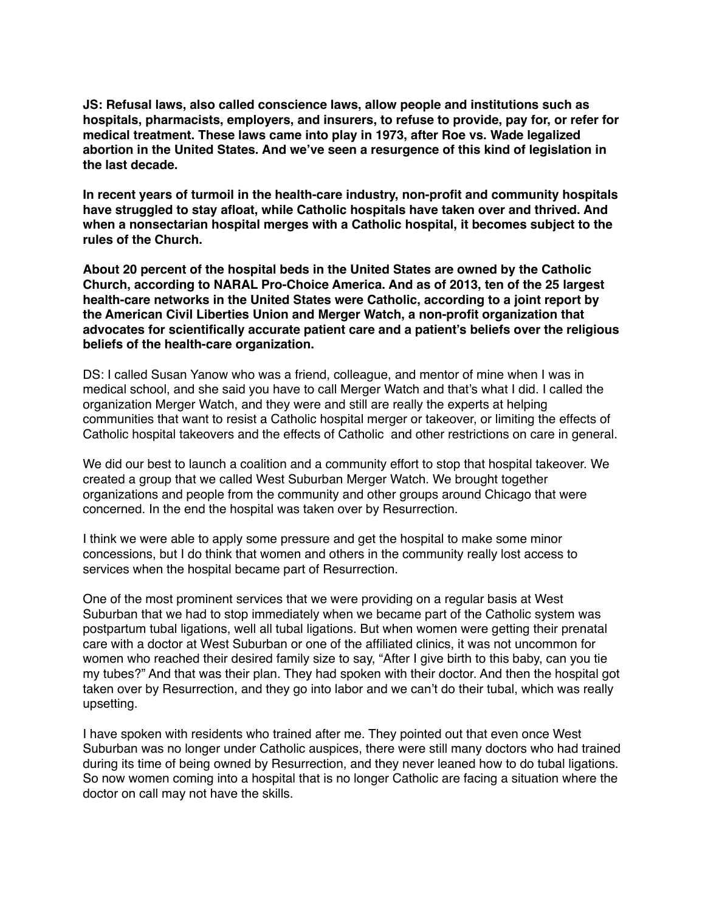**JS: Refusal laws, also called conscience laws, allow people and institutions such as hospitals, pharmacists, employers, and insurers, to refuse to provide, pay for, or refer for medical treatment. These laws came into play in 1973, after Roe vs. Wade legalized abortion in the United States. And we've seen a resurgence of this kind of legislation in the last decade.**

**In recent years of turmoil in the health-care industry, non-profit and community hospitals have struggled to stay afloat, while Catholic hospitals have taken over and thrived. And when a nonsectarian hospital merges with a Catholic hospital, it becomes subject to the rules of the Church.**

**About 20 percent of the hospital beds in the United States are owned by the Catholic Church, according to NARAL Pro-Choice America. And as of 2013, ten of the 25 largest health-care networks in the United States were Catholic, according to a joint report by the American Civil Liberties Union and Merger Watch, a non-profit organization that advocates for scientifically accurate patient care and a patient's beliefs over the religious beliefs of the health-care organization.**

DS: I called Susan Yanow who was a friend, colleague, and mentor of mine when I was in medical school, and she said you have to call Merger Watch and that's what I did. I called the organization Merger Watch, and they were and still are really the experts at helping communities that want to resist a Catholic hospital merger or takeover, or limiting the effects of Catholic hospital takeovers and the effects of Catholic and other restrictions on care in general.

We did our best to launch a coalition and a community effort to stop that hospital takeover. We created a group that we called West Suburban Merger Watch. We brought together organizations and people from the community and other groups around Chicago that were concerned. In the end the hospital was taken over by Resurrection.

I think we were able to apply some pressure and get the hospital to make some minor concessions, but I do think that women and others in the community really lost access to services when the hospital became part of Resurrection.

One of the most prominent services that we were providing on a regular basis at West Suburban that we had to stop immediately when we became part of the Catholic system was postpartum tubal ligations, well all tubal ligations. But when women were getting their prenatal care with a doctor at West Suburban or one of the affiliated clinics, it was not uncommon for women who reached their desired family size to say, "After I give birth to this baby, can you tie my tubes?" And that was their plan. They had spoken with their doctor. And then the hospital got taken over by Resurrection, and they go into labor and we can't do their tubal, which was really upsetting.

I have spoken with residents who trained after me. They pointed out that even once West Suburban was no longer under Catholic auspices, there were still many doctors who had trained during its time of being owned by Resurrection, and they never leaned how to do tubal ligations. So now women coming into a hospital that is no longer Catholic are facing a situation where the doctor on call may not have the skills.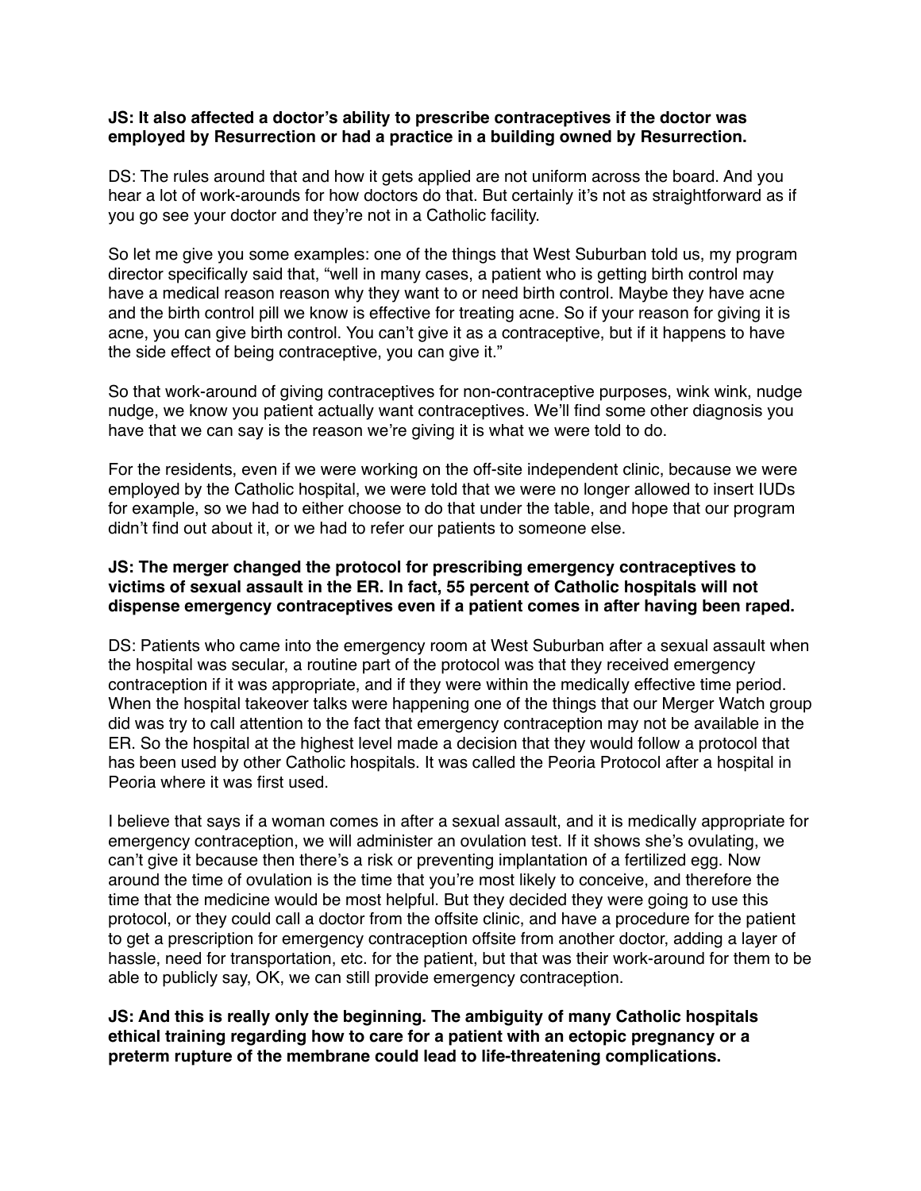**JS: It also affected a doctor's ability to prescribe contraceptives if the doctor was employed by Resurrection or had a practice in a building owned by Resurrection.**

DS: The rules around that and how it gets applied are not uniform across the board. And you hear a lot of work-arounds for how doctors do that. But certainly it's not as straightforward as if you go see your doctor and they're not in a Catholic facility.

So let me give you some examples: one of the things that West Suburban told us, my program director specifically said that, "well in many cases, a patient who is getting birth control may have a medical reason reason why they want to or need birth control. Maybe they have acne and the birth control pill we know is effective for treating acne. So if your reason for giving it is acne, you can give birth control. You can't give it as a contraceptive, but if it happens to have the side effect of being contraceptive, you can give it."

So that work-around of giving contraceptives for non-contraceptive purposes, wink wink, nudge nudge, we know you patient actually want contraceptives. We'll find some other diagnosis you have that we can say is the reason we're giving it is what we were told to do.

For the residents, even if we were working on the off-site independent clinic, because we were employed by the Catholic hospital, we were told that we were no longer allowed to insert IUDs for example, so we had to either choose to do that under the table, and hope that our program didn't find out about it, or we had to refer our patients to someone else.

**JS: The merger changed the protocol for prescribing emergency contraceptives to victims of sexual assault in the ER. In fact, 55 percent of Catholic hospitals will not dispense emergency contraceptives even if a patient comes in after having been raped.**

DS: Patients who came into the emergency room at West Suburban after a sexual assault when the hospital was secular, a routine part of the protocol was that they received emergency contraception if it was appropriate, and if they were within the medically effective time period. When the hospital takeover talks were happening one of the things that our Merger Watch group did was try to call attention to the fact that emergency contraception may not be available in the ER. So the hospital at the highest level made a decision that they would follow a protocol that has been used by other Catholic hospitals. It was called the Peoria Protocol after a hospital in Peoria where it was first used.

I believe that says if a woman comes in after a sexual assault, and it is medically appropriate for emergency contraception, we will administer an ovulation test. If it shows she's ovulating, we can't give it because then there's a risk or preventing implantation of a fertilized egg. Now around the time of ovulation is the time that you're most likely to conceive, and therefore the time that the medicine would be most helpful. But they decided they were going to use this protocol, or they could call a doctor from the offsite clinic, and have a procedure for the patient to get a prescription for emergency contraception offsite from another doctor, adding a layer of hassle, need for transportation, etc. for the patient, but that was their work-around for them to be able to publicly say, OK, we can still provide emergency contraception.

**JS: And this is really only the beginning. The ambiguity of many Catholic hospitals ethical training regarding how to care for a patient with an ectopic pregnancy or a preterm rupture of the membrane could lead to life-threatening complications.**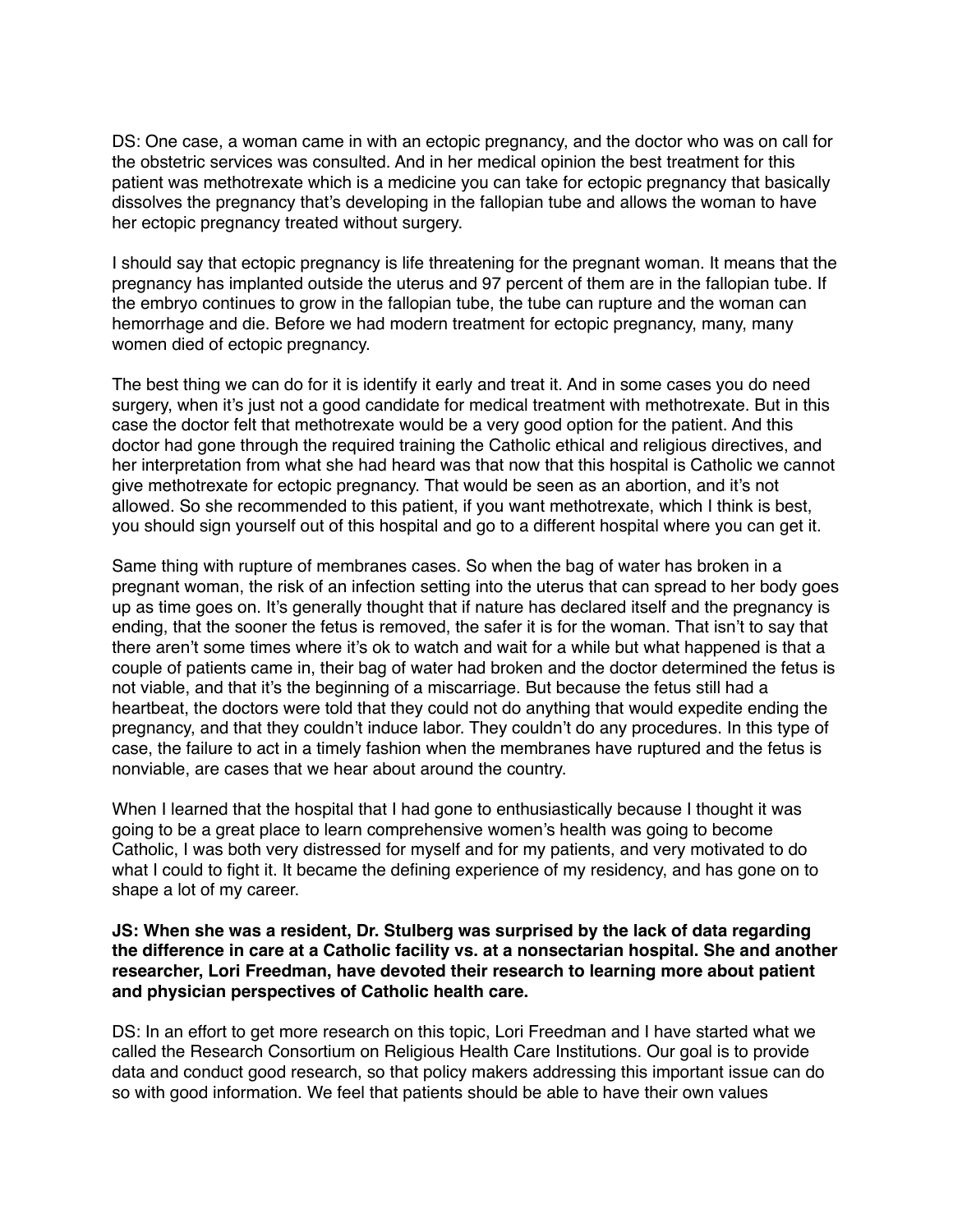DS: One case, a woman came in with an ectopic pregnancy, and the doctor who was on call for the obstetric services was consulted. And in her medical opinion the best treatment for this patient was methotrexate which is a medicine you can take for ectopic pregnancy that basically dissolves the pregnancy that's developing in the fallopian tube and allows the woman to have her ectopic pregnancy treated without surgery.

I should say that ectopic pregnancy is life threatening for the pregnant woman. It means that the pregnancy has implanted outside the uterus and 97 percent of them are in the fallopian tube. If the embryo continues to grow in the fallopian tube, the tube can rupture and the woman can hemorrhage and die. Before we had modern treatment for ectopic pregnancy, many, many women died of ectopic pregnancy.

The best thing we can do for it is identify it early and treat it. And in some cases you do need surgery, when it's just not a good candidate for medical treatment with methotrexate. But in this case the doctor felt that methotrexate would be a very good option for the patient. And this doctor had gone through the required training the Catholic ethical and religious directives, and her interpretation from what she had heard was that now that this hospital is Catholic we cannot give methotrexate for ectopic pregnancy. That would be seen as an abortion, and it's not allowed. So she recommended to this patient, if you want methotrexate, which I think is best, you should sign yourself out of this hospital and go to a different hospital where you can get it.

Same thing with rupture of membranes cases. So when the bag of water has broken in a pregnant woman, the risk of an infection setting into the uterus that can spread to her body goes up as time goes on. It's generally thought that if nature has declared itself and the pregnancy is ending, that the sooner the fetus is removed, the safer it is for the woman. That isn't to say that there aren't some times where it's ok to watch and wait for a while but what happened is that a couple of patients came in, their bag of water had broken and the doctor determined the fetus is not viable, and that it's the beginning of a miscarriage. But because the fetus still had a heartbeat, the doctors were told that they could not do anything that would expedite ending the pregnancy, and that they couldn't induce labor. They couldn't do any procedures. In this type of case, the failure to act in a timely fashion when the membranes have ruptured and the fetus is nonviable, are cases that we hear about around the country.

When I learned that the hospital that I had gone to enthusiastically because I thought it was going to be a great place to learn comprehensive women's health was going to become Catholic, I was both very distressed for myself and for my patients, and very motivated to do what I could to fight it. It became the defining experience of my residency, and has gone on to shape a lot of my career.

**JS: When she was a resident, Dr. Stulberg was surprised by the lack of data regarding the difference in care at a Catholic facility vs. at a nonsectarian hospital. She and another researcher, Lori Freedman, have devoted their research to learning more about patient and physician perspectives of Catholic health care.**

DS: In an effort to get more research on this topic, Lori Freedman and I have started what we called the Research Consortium on Religious Health Care Institutions. Our goal is to provide data and conduct good research, so that policy makers addressing this important issue can do so with good information. We feel that patients should be able to have their own values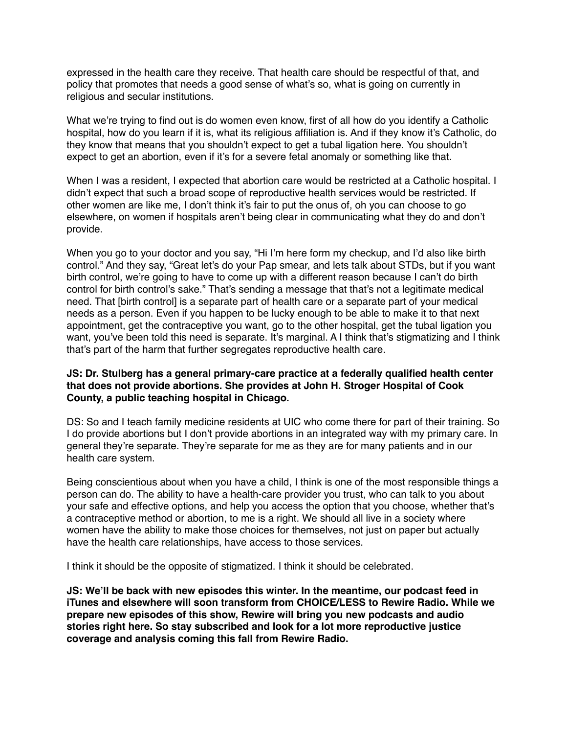expressed in the health care they receive. That health care should be respectful of that, and policy that promotes that needs a good sense of what's so, what is going on currently in religious and secular institutions.

What we're trying to find out is do women even know, first of all how do you identify a Catholic hospital, how do you learn if it is, what its religious affiliation is. And if they know it's Catholic, do they know that means that you shouldn't expect to get a tubal ligation here. You shouldn't expect to get an abortion, even if it's for a severe fetal anomaly or something like that.

When I was a resident, I expected that abortion care would be restricted at a Catholic hospital. I didn't expect that such a broad scope of reproductive health services would be restricted. If other women are like me, I don't think it's fair to put the onus of, oh you can choose to go elsewhere, on women if hospitals aren't being clear in communicating what they do and don't provide.

When you go to your doctor and you say, "Hi I'm here form my checkup, and I'd also like birth control." And they say, "Great let's do your Pap smear, and lets talk about STDs, but if you want birth control, we're going to have to come up with a different reason because I can't do birth control for birth control's sake." That's sending a message that that's not a legitimate medical need. That [birth control] is a separate part of health care or a separate part of your medical needs as a person. Even if you happen to be lucky enough to be able to make it to that next appointment, get the contraceptive you want, go to the other hospital, get the tubal ligation you want, you've been told this need is separate. It's marginal. A I think that's stigmatizing and I think that's part of the harm that further segregates reproductive health care.

**JS: Dr. Stulberg has a general primary-care practice at a federally qualified health center that does not provide abortions. She provides at John H. Stroger Hospital of Cook County, a public teaching hospital in Chicago.**

DS: So and I teach family medicine residents at UIC who come there for part of their training. So I do provide abortions but I don't provide abortions in an integrated way with my primary care. In general they're separate. They're separate for me as they are for many patients and in our health care system.

Being conscientious about when you have a child, I think is one of the most responsible things a person can do. The ability to have a health-care provider you trust, who can talk to you about your safe and effective options, and help you access the option that you choose, whether that's a contraceptive method or abortion, to me is a right. We should all live in a society where women have the ability to make those choices for themselves, not just on paper but actually have the health care relationships, have access to those services.

I think it should be the opposite of stigmatized. I think it should be celebrated.

**JS: We'll be back with new episodes this winter. In the meantime, our podcast feed in iTunes and elsewhere will soon transform from CHOICE/LESS to Rewire Radio. While we prepare new episodes of this show, Rewire will bring you new podcasts and audio stories right here. So stay subscribed and look for a lot more reproductive justice coverage and analysis coming this fall from Rewire Radio.**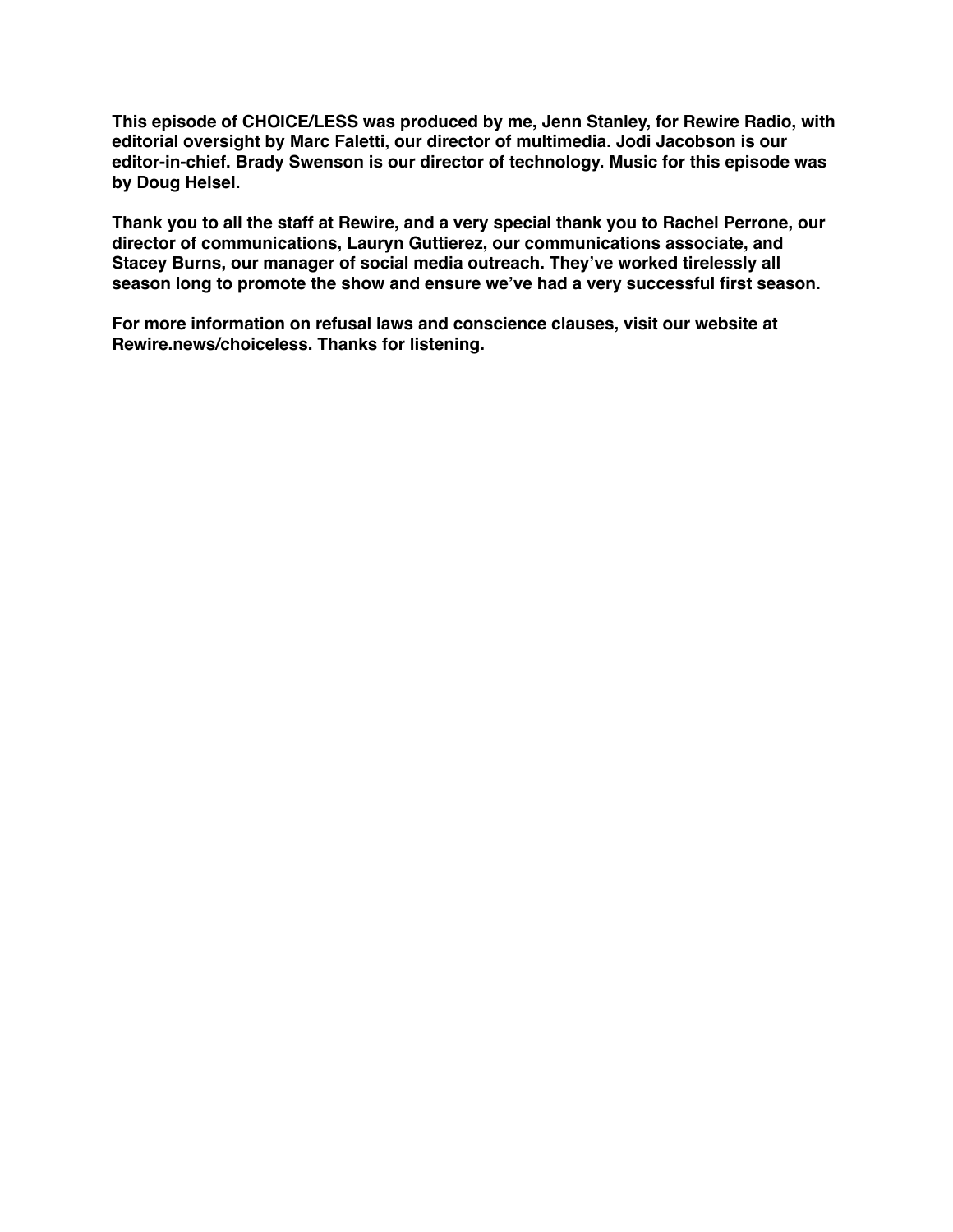**This episode of CHOICE/LESS was produced by me, Jenn Stanley, for Rewire Radio, with editorial oversight by Marc Faletti, our director of multimedia. Jodi Jacobson is our editor-in-chief. Brady Swenson is our director of technology. Music for this episode was by Doug Helsel.**

**Thank you to all the staff at Rewire, and a very special thank you to Rachel Perrone, our director of communications, Lauryn Guttierez, our communications associate, and Stacey Burns, our manager of social media outreach. They've worked tirelessly all season long to promote the show and ensure we've had a very successful first season.**

**For more information on refusal laws and conscience clauses, visit our website at Rewire.news/choiceless. Thanks for listening.**